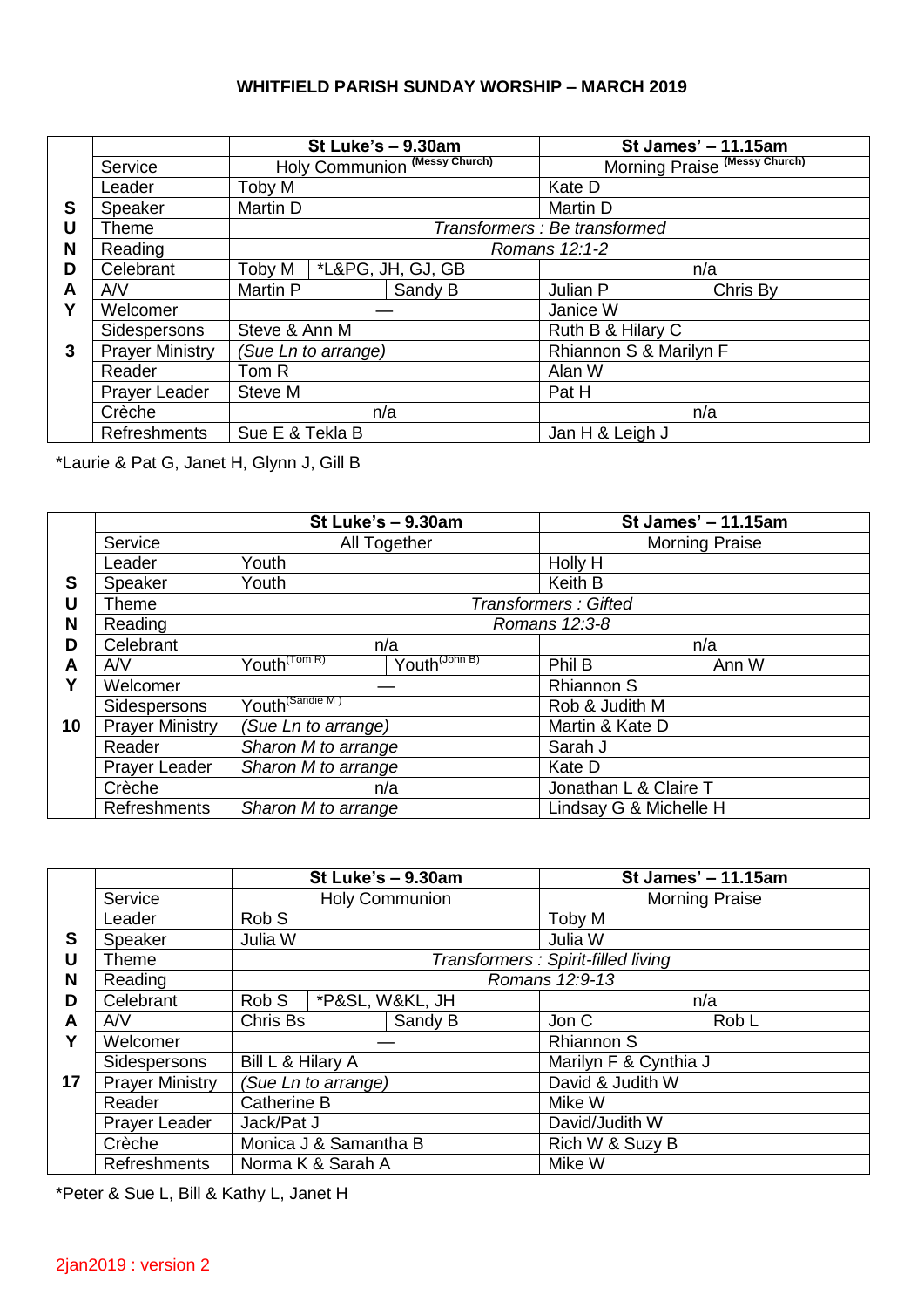## WHITFIELD PARISH SUNDAY WORSHIP – MARCH 2019

| SUNDAY 3 | | St Luke's – 9.30am | | St James' – 11.15am | |
|---|---|---|---|---|---|
| | Service | Holy Communion (Messy Church) | | Morning Praise (Messy Church) | |
| | Leader | Toby M | | Kate D | |
| | Speaker | Martin D | | Martin D | |
| | Theme | *Transformers : Be transformed* | | | |
| | Reading | *Romans 12:1-2* | | | |
| | Celebrant | Toby M | *L&PG, JH, GJ, GB | n/a | |
| | A/V | Martin P | Sandy B | Julian P | Chris By |
| | Welcomer | — | | Janice W | |
| | Sidespersons | Steve & Ann M | | Ruth B & Hilary C | |
| | Prayer Ministry | *(Sue Ln to arrange)* | | Rhiannon S & Marilyn F | |
| | Reader | Tom R | | Alan W | |
| | Prayer Leader | Steve M | | Pat H | |
| | Crèche | n/a | | n/a | |
| | Refreshments | Sue E & Tekla B | | Jan H & Leigh J | |

*Laurie & Pat G, Janet H, Glynn J, Gill B

| SUNDAY 10 | | St Luke's – 9.30am | | St James' – 11.15am | |
|---|---|---|---|---|---|
| | Service | All Together | | Morning Praise | |
| | Leader | Youth | | Holly H | |
| | Speaker | Youth | | Keith B | |
| | Theme | *Transformers : Gifted* | | | |
| | Reading | *Romans 12:3-8* | | | |
| | Celebrant | n/a | | n/a | |
| | A/V | Youth (Tom R) | Youth (John B) | Phil B | Ann W |
| | Welcomer | — | | Rhiannon S | |
| | Sidespersons | Youth (Sandie M) | | Rob & Judith M | |
| | Prayer Ministry | *(Sue Ln to arrange)* | | Martin & Kate D | |
| | Reader | *Sharon M to arrange* | | Sarah J | |
| | Prayer Leader | *Sharon M to arrange* | | Kate D | |
| | Crèche | n/a | | Jonathan L & Claire T | |
| | Refreshments | *Sharon M to arrange* | | Lindsay G & Michelle H | |

| SUNDAY 17 | | St Luke's – 9.30am | | St James' – 11.15am | |
|---|---|---|---|---|---|
| | Service | Holy Communion | | Morning Praise | |
| | Leader | Rob S | | Toby M | |
| | Speaker | Julia W | | Julia W | |
| | Theme | *Transformers : Spirit-filled living* | | | |
| | Reading | *Romans 12:9-13* | | | |
| | Celebrant | Rob S | *P&SL, W&KL, JH | n/a | |
| | A/V | Chris Bs | Sandy B | Jon C | Rob L |
| | Welcomer | — | | Rhiannon S | |
| | Sidespersons | Bill L & Hilary A | | Marilyn F & Cynthia J | |
| | Prayer Ministry | *(Sue Ln to arrange)* | | David & Judith W | |
| | Reader | Catherine B | | Mike W | |
| | Prayer Leader | Jack/Pat J | | David/Judith W | |
| | Crèche | Monica J & Samantha B | | Rich W & Suzy B | |
| | Refreshments | Norma K & Sarah A | | Mike W | |

*Peter & Sue L, Bill & Kathy L, Janet H

2jan2019 : version 2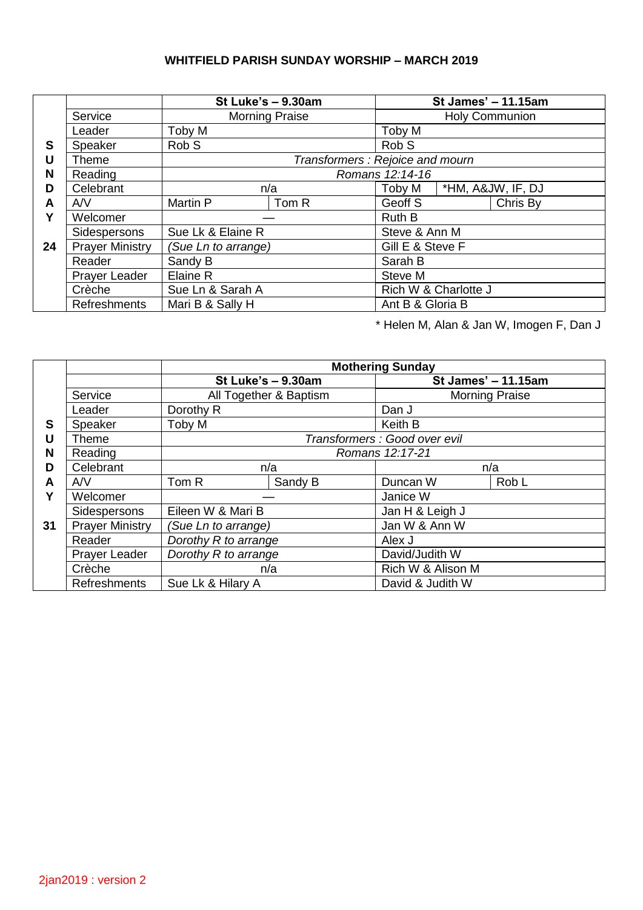**WHITFIELD PARISH SUNDAY WORSHIP – MARCH 2019**

| | | St Luke's – 9.30am | | St James' – 11.15am | |
|---|---|---|---|---|---|
| SUNDAY 24 | Service | Morning Praise | | Holy Communion | |
| | Leader | Toby M | | Toby M | |
| | Speaker | Rob S | | Rob S | |
| | Theme | *Transformers : Rejoice and mourn* | | | |
| | Reading | *Romans 12:14-16* | | | |
| | Celebrant | n/a | | Toby M | *HM, A&JW, IF, DJ |
| | A/V | Martin P | Tom R | Geoff S | Chris By |
| | Welcomer | — | | Ruth B | |
| | Sidespersons | Sue Lk & Elaine R | | Steve & Ann M | |
| | Prayer Ministry | *(Sue Ln to arrange)* | | Gill E & Steve F | |
| | Reader | Sandy B | | Sarah B | |
| | Prayer Leader | Elaine R | | Steve M | |
| | Crèche | Sue Ln & Sarah A | | Rich W & Charlotte J | |
| | Refreshments | Mari B & Sally H | | Ant B & Gloria B | |

\* Helen M, Alan & Jan W, Imogen F, Dan J

| | | Mothering Sunday | | | |
|---|---|---|---|---|---|
| | | St Luke's – 9.30am | | St James' – 11.15am | |
| SUNDAY 31 | Service | All Together & Baptism | | Morning Praise | |
| | Leader | Dorothy R | | Dan J | |
| | Speaker | Toby M | | Keith B | |
| | Theme | *Transformers : Good over evil* | | | |
| | Reading | *Romans 12:17-21* | | | |
| | Celebrant | n/a | | n/a | |
| | A/V | Tom R | Sandy B | Duncan W | Rob L |
| | Welcomer | — | | Janice W | |
| | Sidespersons | Eileen W & Mari B | | Jan H & Leigh J | |
| | Prayer Ministry | *(Sue Ln to arrange)* | | Jan W & Ann W | |
| | Reader | *Dorothy R to arrange* | | Alex J | |
| | Prayer Leader | *Dorothy R to arrange* | | David/Judith W | |
| | Crèche | n/a | | Rich W & Alison M | |
| | Refreshments | Sue Lk & Hilary A | | David & Judith W | |

2jan2019 : version 2